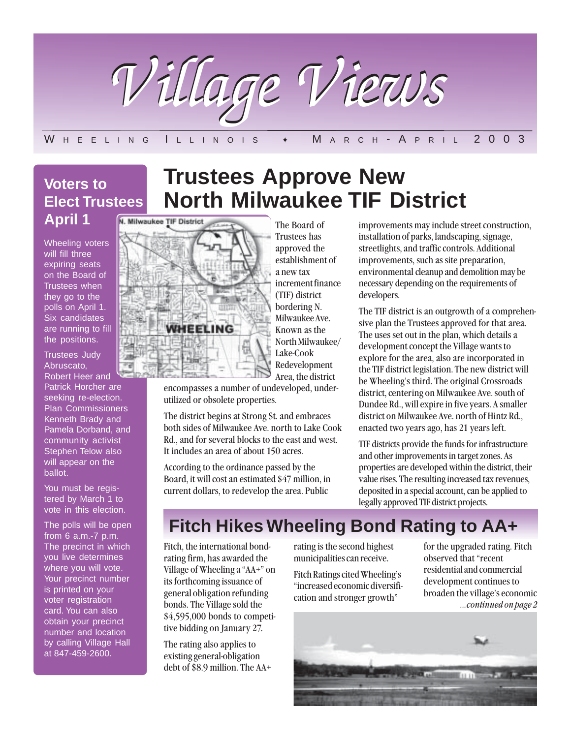# Village Views

WHEELING ILLINOIS ✦ MARCH-APRIL 2003

## Voters to Elect Trustees April 1

Wheeling voters will fill three expiring seats on the Board of Trustees when they go to the polls on April 1. Six candidates are running to fill the positions.

Trustees Judy Abruscato, Robert Heer and Patrick Horcher are seeking re-election. Plan Commissioners Kenneth Brady and Pamela Dorband, and community activist Stephen Telow also will appear on the ballot.

You must be registered by March 1 to vote in this election.

The polls will be open from 6 a.m.-7 p.m. The precinct in which you live determines where you will vote. Your precinct number is printed on your voter registration card. You can also obtain your precinct number and location by calling Village Hall at 847-459-2600.

## Trustees Approve New North Milwaukee TIF District

N. Milwaukee TIF District

The Board of Trustees has approved the establishment of a new tax increment finance (TIF) district bordering N. Milwaukee Ave. Known as the North Milwaukee/ Lake-Cook Redevelopment Area, the district encompasses a number of undeveloped, underutilized or obsolete properties.

The district begins at Strong St. and embraces both sides of Milwaukee Ave. north to Lake Cook Rd., and for several blocks to the east and west. It includes an area of about 150 acres.

According to the ordinance passed by the Board, it will cost an estimated $47 million, in current dollars, to redevelop the area. Public improvements may include street construction, installation of parks, landscaping, signage, streetlights, and traffic controls. Additional improvements, such as site preparation, environmental cleanup and demolition may be necessary depending on the requirements of developers.

The TIF district is an outgrowth of a comprehensive plan the Trustees approved for that area. The uses set out in the plan, which details a development concept the Village wants to explore for the area, also are incorporated in the TIF district legislation. The new district will be Wheeling's third. The original Crossroads district, centering on Milwaukee Ave. south of Dundee Rd., will expire in five years. A smaller district on Milwaukee Ave. north of Hintz Rd., enacted two years ago, has 21 years left.

TIF districts provide the funds for infrastructure and other improvements in target zones. As properties are developed within the district, their value rises. The resulting increased tax revenues, deposited in a special account, can be applied to legally approved TIF district projects.

## Fitch Hikes Wheeling Bond Rating to AA+

Fitch, the international bond-rating firm, has awarded the Village of Wheeling a "AA+" on its forthcoming issuance of general obligation refunding bonds. The Village sold the $4,595,000 bonds to competitive bidding on January 27.

The rating also applies to existing general-obligation debt of $8.9 million. The AA+ rating is the second highest municipalities can receive.

Fitch Ratings cited Wheeling's "increased economic diversification and stronger growth" for the upgraded rating. Fitch observed that "recent residential and commercial development continues to broaden the village's economic

*...continued on page 2*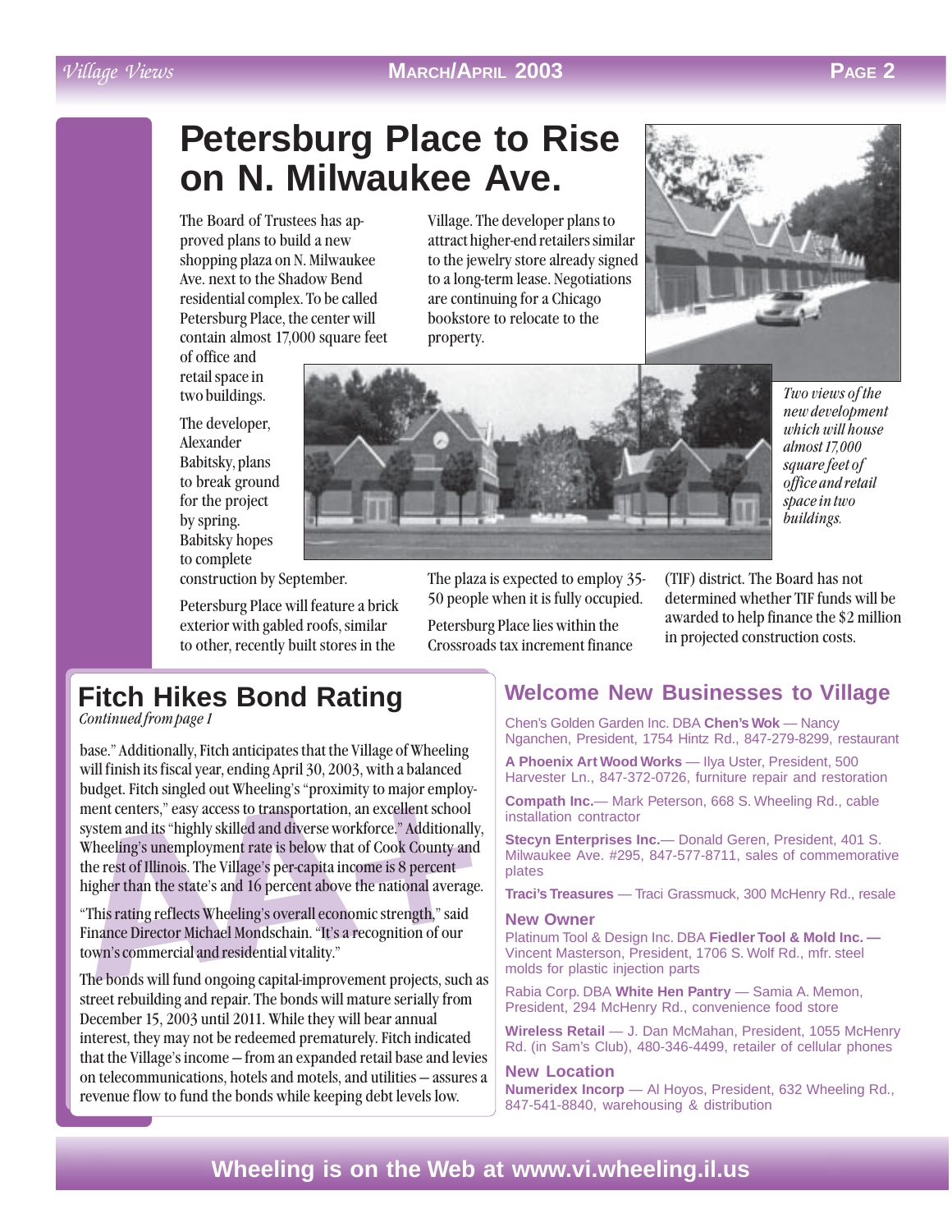# Petersburg Place to Rise on N. Milwaukee Ave.

The Board of Trustees has approved plans to build a new shopping plaza on N. Milwaukee Ave. next to the Shadow Bend residential complex. To be called Petersburg Place, the center will contain almost 17,000 square feet of office and retail space in two buildings.

The developer, Alexander Babitsky, plans to break ground for the project by spring. Babitsky hopes to complete construction by September.

Petersburg Place will feature a brick exterior with gabled roofs, similar to other, recently built stores in the Village. The developer plans to attract higher-end retailers similar to the jewelry store already signed to a long-term lease. Negotiations are continuing for a Chicago bookstore to relocate to the property.

*Two views of the new development which will house almost 17,000 square feet of office and retail space in two buildings.*

The plaza is expected to employ 35-50 people when it is fully occupied.

Petersburg Place lies within the Crossroads tax increment finance (TIF) district. The Board has not determined whether TIF funds will be awarded to help finance the $2 million in projected construction costs.

## Fitch Hikes Bond Rating

*Continued from page 1*

base." Additionally, Fitch anticipates that the Village of Wheeling will finish its fiscal year, ending April 30, 2003, with a balanced budget. Fitch singled out Wheeling's "proximity to major employment centers," easy access to transportation, an excellent school system and its "highly skilled and diverse workforce." Additionally, Wheeling's unemployment rate is below that of Cook County and the rest of Illinois. The Village's per-capita income is 8 percent higher than the state's and 16 percent above the national average.

"This rating reflects Wheeling's overall economic strength," said Finance Director Michael Mondschain. "It's a recognition of our town's commercial and residential vitality."

The bonds will fund ongoing capital-improvement projects, such as street rebuilding and repair. The bonds will mature serially from December 15, 2003 until 2011. While they will bear annual interest, they may not be redeemed prematurely. Fitch indicated that the Village's income – from an expanded retail base and levies on telecommunications, hotels and motels, and utilities – assures a revenue flow to fund the bonds while keeping debt levels low.

## Welcome New Businesses to Village

Chen's Golden Garden Inc. DBA **Chen's Wok** — Nancy Nganchen, President, 1754 Hintz Rd., 847-279-8299, restaurant

**A Phoenix Art Wood Works** — Ilya Uster, President, 500 Harvester Ln., 847-372-0726, furniture repair and restoration

**Compath Inc.**— Mark Peterson, 668 S. Wheeling Rd., cable installation contractor

**Stecyn Enterprises Inc.**— Donald Geren, President, 401 S. Milwaukee Ave. #295, 847-577-8711, sales of commemorative plates

**Traci's Treasures** — Traci Grassmuck, 300 McHenry Rd., resale

### New Owner

Platinum Tool & Design Inc. DBA **Fiedler Tool & Mold Inc. —** Vincent Masterson, President, 1706 S. Wolf Rd., mfr. steel molds for plastic injection parts

Rabia Corp. DBA **White Hen Pantry** — Samia A. Memon, President, 294 McHenry Rd., convenience food store

**Wireless Retail** — J. Dan McMahan, President, 1055 McHenry Rd. (in Sam's Club), 480-346-4499, retailer of cellular phones

### New Location

**Numeridex Incorp** — Al Hoyos, President, 632 Wheeling Rd., 847-541-8840, warehousing & distribution

**Wheeling is on the Web at www.vi.wheeling.il.us**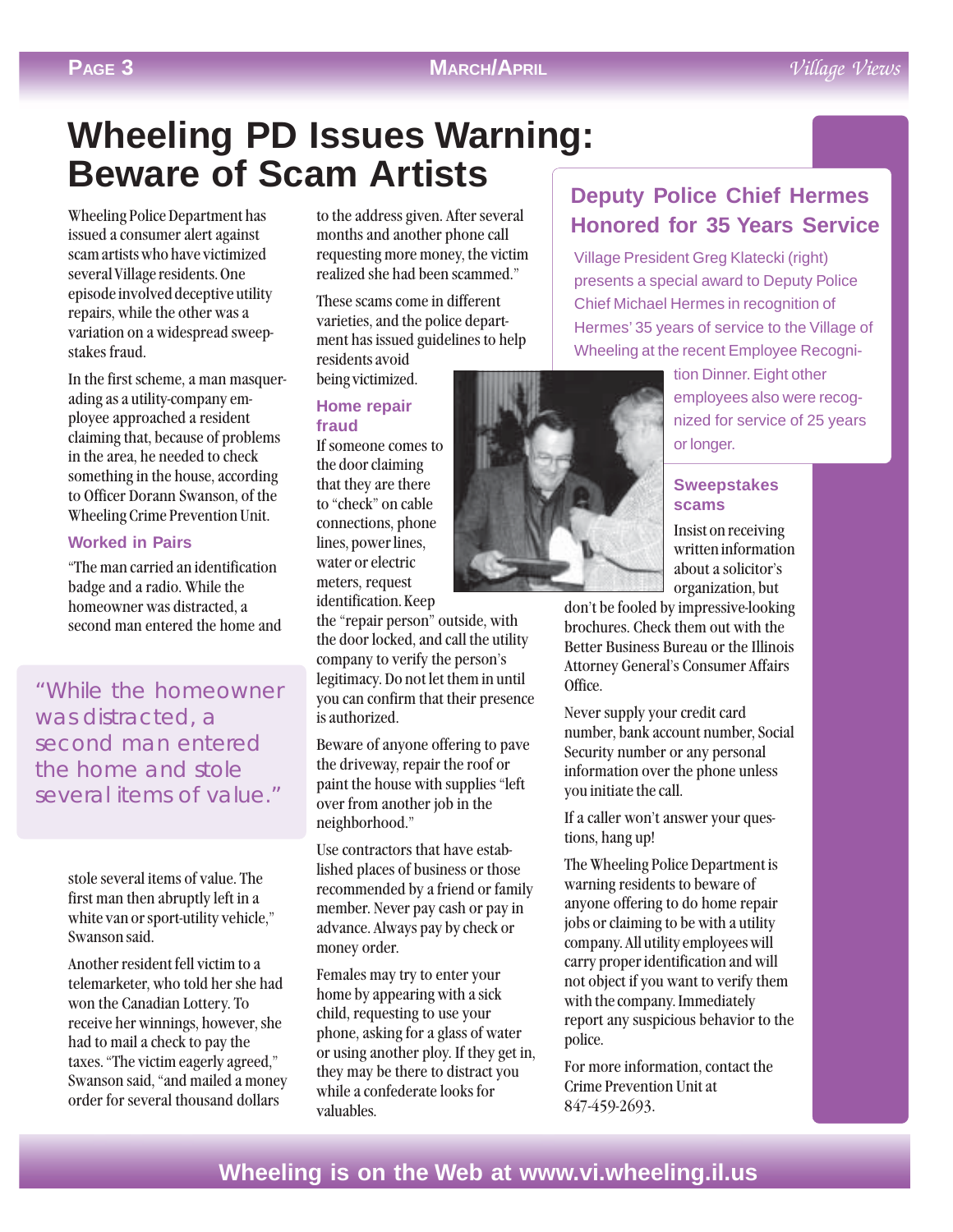# Wheeling PD Issues Warning: Beware of Scam Artists

Wheeling Police Department has issued a consumer alert against scam artists who have victimized several Village residents. One episode involved deceptive utility repairs, while the other was a variation on a widespread sweepstakes fraud.

In the first scheme, a man masquerading as a utility-company employee approached a resident claiming that, because of problems in the area, he needed to check something in the house, according to Officer Dorann Swanson, of the Wheeling Crime Prevention Unit.

### Worked in Pairs

"The man carried an identification badge and a radio. While the homeowner was distracted, a second man entered the home and stole several items of value. The first man then abruptly left in a white van or sport-utility vehicle," Swanson said.

> "While the homeowner was distracted, a second man entered the home and stole several items of value."

Another resident fell victim to a telemarketer, who told her she had won the Canadian Lottery. To receive her winnings, however, she had to mail a check to pay the taxes. "The victim eagerly agreed," Swanson said, "and mailed a money order for several thousand dollars to the address given. After several months and another phone call requesting more money, the victim realized she had been scammed."

These scams come in different varieties, and the police department has issued guidelines to help residents avoid being victimized.

### Home repair fraud

If someone comes to the door claiming that they are there to "check" on cable connections, phone lines, power lines, water or electric meters, request identification. Keep the "repair person" outside, with the door locked, and call the utility company to verify the person's legitimacy. Do not let them in until you can confirm that their presence is authorized.

Beware of anyone offering to pave the driveway, repair the roof or paint the house with supplies "left over from another job in the neighborhood."

Use contractors that have established places of business or those recommended by a friend or family member. Never pay cash or pay in advance. Always pay by check or money order.

Females may try to enter your home by appearing with a sick child, requesting to use your phone, asking for a glass of water or using another ploy. If they get in, they may be there to distract you while a confederate looks for valuables.

### Sweepstakes scams

Insist on receiving written information about a solicitor's organization, but don't be fooled by impressive-looking brochures. Check them out with the Better Business Bureau or the Illinois Attorney General's Consumer Affairs Office.

Never supply your credit card number, bank account number, Social Security number or any personal information over the phone unless you initiate the call.

If a caller won't answer your questions, hang up!

The Wheeling Police Department is warning residents to beware of anyone offering to do home repair jobs or claiming to be with a utility company. All utility employees will carry proper identification and will not object if you want to verify them with the company. Immediately report any suspicious behavior to the police.

For more information, contact the Crime Prevention Unit at 847-459-2693.

## Deputy Police Chief Hermes Honored for 35 Years Service

Village President Greg Klatecki (right) presents a special award to Deputy Police Chief Michael Hermes in recognition of Hermes' 35 years of service to the Village of Wheeling at the recent Employee Recognition Dinner. Eight other employees also were recognized for service of 25 years or longer.

**Wheeling is on the Web at www.vi.wheeling.il.us**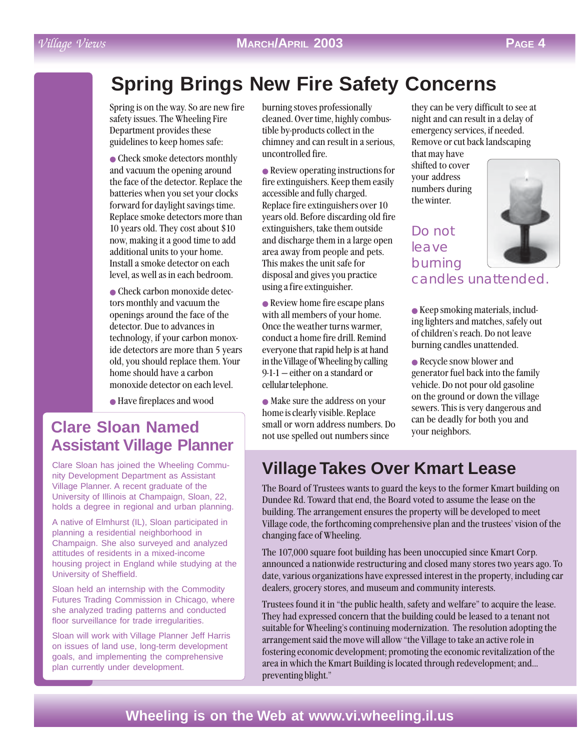# Spring Brings New Fire Safety Concerns

Spring is on the way. So are new fire safety issues. The Wheeling Fire Department provides these guidelines to keep homes safe:

- Check smoke detectors monthly and vacuum the opening around the face of the detector. Replace the batteries when you set your clocks forward for daylight savings time. Replace smoke detectors more than 10 years old. They cost about $10 now, making it a good time to add additional units to your home. Install a smoke detector on each level, as well as in each bedroom.

- Check carbon monoxide detectors monthly and vacuum the openings around the face of the detector. Due to advances in technology, if your carbon monoxide detectors are more than 5 years old, you should replace them. Your home should have a carbon monoxide detector on each level.

- Have fireplaces and wood burning stoves professionally cleaned. Over time, highly combustible by-products collect in the chimney and can result in a serious, uncontrolled fire.

- Review operating instructions for fire extinguishers. Keep them easily accessible and fully charged. Replace fire extinguishers over 10 years old. Before discarding old fire extinguishers, take them outside and discharge them in a large open area away from people and pets. This makes the unit safe for disposal and gives you practice using a fire extinguisher.

- Review home fire escape plans with all members of your home. Once the weather turns warmer, conduct a home fire drill. Remind everyone that rapid help is at hand in the Village of Wheeling by calling 9-1-1 – either on a standard or cellular telephone.

- Make sure the address on your home is clearly visible. Replace small or worn address numbers. Do not use spelled out numbers since they can be very difficult to see at night and can result in a delay of emergency services, if needed. Remove or cut back landscaping that may have shifted to cover your address numbers during the winter.

*Do not leave burning candles unattended.*

- Keep smoking materials, including lighters and matches, safely out of children's reach. Do not leave burning candles unattended.

- Recycle snow blower and generator fuel back into the family vehicle. Do not pour old gasoline on the ground or down the village sewers. This is very dangerous and can be deadly for both you and your neighbors.

## Clare Sloan Named Assistant Village Planner

Clare Sloan has joined the Wheeling Community Development Department as Assistant Village Planner. A recent graduate of the University of Illinois at Champaign, Sloan, 22, holds a degree in regional and urban planning.

A native of Elmhurst (IL), Sloan participated in planning a residential neighborhood in Champaign. She also surveyed and analyzed attitudes of residents in a mixed-income housing project in England while studying at the University of Sheffield.

Sloan held an internship with the Commodity Futures Trading Commission in Chicago, where she analyzed trading patterns and conducted floor surveillance for trade irregularities.

Sloan will work with Village Planner Jeff Harris on issues of land use, long-term development goals, and implementing the comprehensive plan currently under development.

## Village Takes Over Kmart Lease

The Board of Trustees wants to guard the keys to the former Kmart building on Dundee Rd. Toward that end, the Board voted to assume the lease on the building. The arrangement ensures the property will be developed to meet Village code, the forthcoming comprehensive plan and the trustees' vision of the changing face of Wheeling.

The 107,000 square foot building has been unoccupied since Kmart Corp. announced a nationwide restructuring and closed many stores two years ago. To date, various organizations have expressed interest in the property, including car dealers, grocery stores, and museum and community interests.

Trustees found it in "the public health, safety and welfare" to acquire the lease. They had expressed concern that the building could be leased to a tenant not suitable for Wheeling's continuing modernization. The resolution adopting the arrangement said the move will allow "the Village to take an active role in fostering economic development; promoting the economic revitalization of the area in which the Kmart Building is located through redevelopment; and... preventing blight."

**Wheeling is on the Web at www.vi.wheeling.il.us**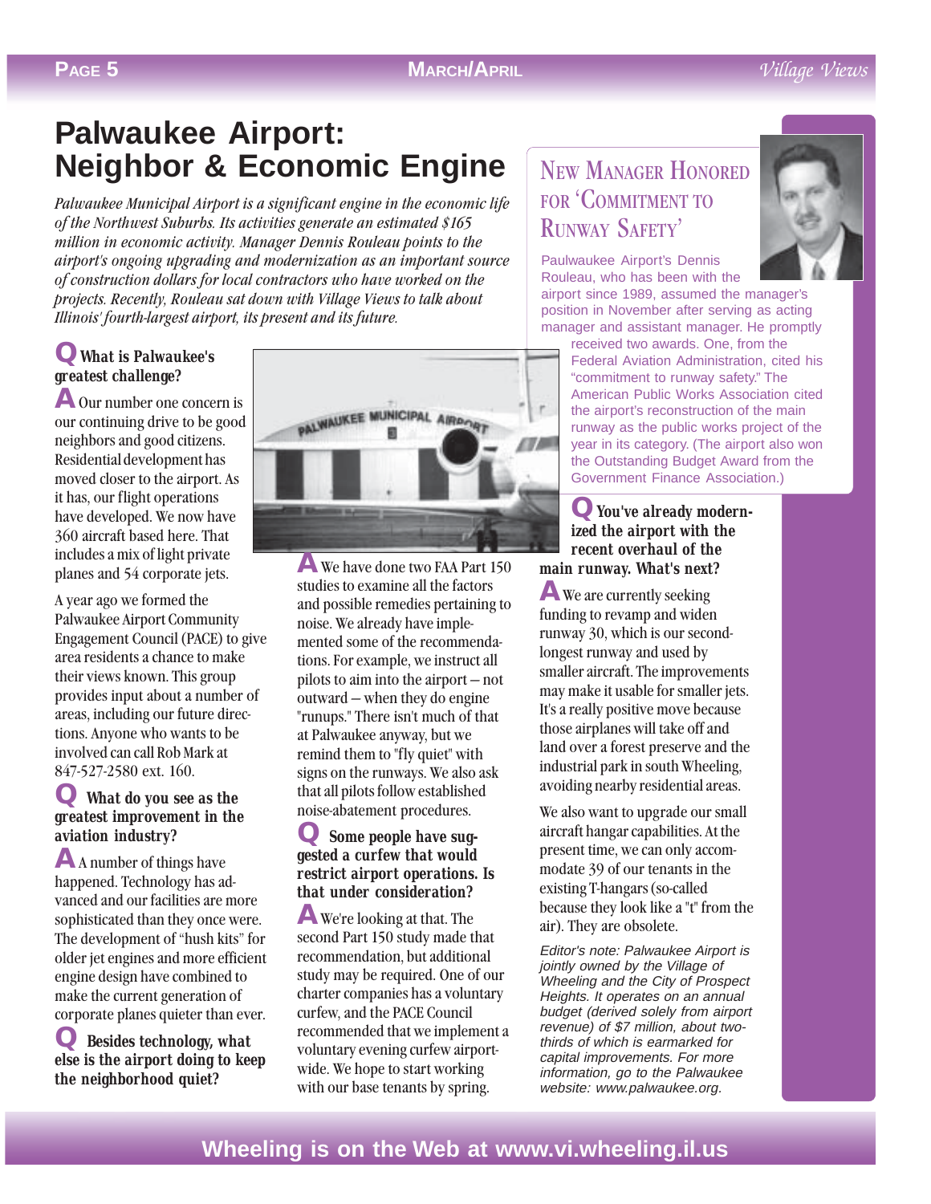# Palwaukee Airport: Neighbor & Economic Engine

*Palwaukee Municipal Airport is a significant engine in the economic life of the Northwest Suburbs. Its activities generate an estimated $165 million in economic activity. Manager Dennis Rouleau points to the airport's ongoing upgrading and modernization as an important source of construction dollars for local contractors who have worked on the projects. Recently, Rouleau sat down with Village Views to talk about Illinois' fourth-largest airport, its present and its future.*

**Q What is Palwaukee's greatest challenge?**

**A** Our number one concern is our continuing drive to be good neighbors and good citizens. Residential development has moved closer to the airport. As it has, our flight operations have developed. We now have 360 aircraft based here. That includes a mix of light private planes and 54 corporate jets.

A year ago we formed the Palwaukee Airport Community Engagement Council (PACE) to give area residents a chance to make their views known. This group provides input about a number of areas, including our future directions. Anyone who wants to be involved can call Rob Mark at 847-527-2580 ext. 160.

**Q What do you see as the greatest improvement in the aviation industry?**

**A** A number of things have happened. Technology has advanced and our facilities are more sophisticated than they once were. The development of "hush kits" for older jet engines and more efficient engine design have combined to make the current generation of corporate planes quieter than ever.

**Q Besides technology, what else is the airport doing to keep the neighborhood quiet?**

**A** We have done two FAA Part 150 studies to examine all the factors and possible remedies pertaining to noise. We already have implemented some of the recommendations. For example, we instruct all pilots to aim into the airport – not outward – when they do engine "runups." There isn't much of that at Palwaukee anyway, but we remind them to "fly quiet" with signs on the runways. We also ask that all pilots follow established noise-abatement procedures.

**Q Some people have suggested a curfew that would restrict airport operations. Is that under consideration?**

**A** We're looking at that. The second Part 150 study made that recommendation, but additional study may be required. One of our charter companies has a voluntary curfew, and the PACE Council recommended that we implement a voluntary evening curfew airport-wide. We hope to start working with our base tenants by spring.

**Q You've already modernized the airport with the recent overhaul of the main runway. What's next?**

**A** We are currently seeking funding to revamp and widen runway 30, which is our second-longest runway and used by smaller aircraft. The improvements may make it usable for smaller jets. It's a really positive move because those airplanes will take off and land over a forest preserve and the industrial park in south Wheeling, avoiding nearby residential areas.

We also want to upgrade our small aircraft hangar capabilities. At the present time, we can only accommodate 39 of our tenants in the existing T-hangars (so-called because they look like a "t" from the air). They are obsolete.

*Editor's note: Palwaukee Airport is jointly owned by the Village of Wheeling and the City of Prospect Heights. It operates on an annual budget (derived solely from airport revenue) of $7 million, about two-thirds of which is earmarked for capital improvements. For more information, go to the Palwaukee website: www.palwaukee.org.*

## New Manager Honored for 'Commitment to Runway Safety'

Paulwaukee Airport's Dennis Rouleau, who has been with the airport since 1989, assumed the manager's position in November after serving as acting manager and assistant manager. He promptly received two awards. One, from the Federal Aviation Administration, cited his "commitment to runway safety." The American Public Works Association cited the airport's reconstruction of the main runway as the public works project of the year in its category. (The airport also won the Outstanding Budget Award from the Government Finance Association.)

Wheeling is on the Web at www.vi.wheeling.il.us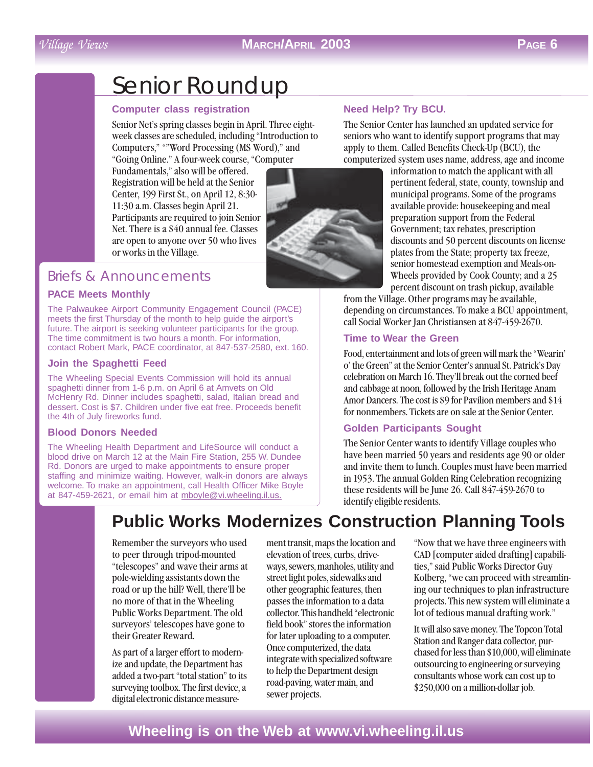# Senior Roundup

### Computer class registration

Senior Net's spring classes begin in April. Three eight-week classes are scheduled, including "Introduction to Computers," ""Word Processing (MS Word)," and "Going Online." A four-week course, "Computer Fundamentals," also will be offered. Registration will be held at the Senior Center, 199 First St., on April 12, 8:30-11:30 a.m. Classes begin April 21. Participants are required to join Senior Net. There is a $40 annual fee. Classes are open to anyone over 50 who lives or works in the Village.

## Briefs & Announcements

### PACE Meets Monthly

The Palwaukee Airport Community Engagement Council (PACE) meets the first Thursday of the month to help guide the airport's future. The airport is seeking volunteer participants for the group. The time commitment is two hours a month. For information, contact Robert Mark, PACE coordinator, at 847-537-2580, ext. 160.

### Join the Spaghetti Feed

The Wheeling Special Events Commission will hold its annual spaghetti dinner from 1-6 p.m. on April 6 at Amvets on Old McHenry Rd. Dinner includes spaghetti, salad, Italian bread and dessert. Cost is $7. Children under five eat free. Proceeds benefit the 4th of July fireworks fund.

### Blood Donors Needed

The Wheeling Health Department and LifeSource will conduct a blood drive on March 12 at the Main Fire Station, 255 W. Dundee Rd. Donors are urged to make appointments to ensure proper staffing and minimize waiting. However, walk-in donors are always welcome. To make an appointment, call Health Officer Mike Boyle at 847-459-2621, or email him at mboyle@vi.wheeling.il.us.

### Need Help? Try BCU.

The Senior Center has launched an updated service for seniors who want to identify support programs that may apply to them. Called Benefits Check-Up (BCU), the computerized system uses name, address, age and income information to match the applicant with all pertinent federal, state, county, township and municipal programs. Some of the programs available provide: housekeeping and meal preparation support from the Federal Government; tax rebates, prescription discounts and 50 percent discounts on license plates from the State; property tax freeze, senior homestead exemption and Meals-on-Wheels provided by Cook County; and a 25 percent discount on trash pickup, available from the Village. Other programs may be available, depending on circumstances. To make a BCU appointment, call Social Worker Jan Christiansen at 847-459-2670.

### Time to Wear the Green

Food, entertainment and lots of green will mark the "Wearin' o' the Green" at the Senior Center's annual St. Patrick's Day celebration on March 16. They'll break out the corned beef and cabbage at noon, followed by the Irish Heritage Anam Amor Dancers. The cost is $9 for Pavilion members and $14 for nonmembers. Tickets are on sale at the Senior Center.

### Golden Participants Sought

The Senior Center wants to identify Village couples who have been married 50 years and residents age 90 or older and invite them to lunch. Couples must have been married in 1953. The annual Golden Ring Celebration recognizing these residents will be June 26. Call 847-459-2670 to identify eligible residents.

# Public Works Modernizes Construction Planning Tools

Remember the surveyors who used to peer through tripod-mounted "telescopes" and wave their arms at pole-wielding assistants down the road or up the hill? Well, there'll be no more of that in the Wheeling Public Works Department. The old surveyors' telescopes have gone to their Greater Reward.

As part of a larger effort to modernize and update, the Department has added a two-part "total station" to its surveying toolbox. The first device, a digital electronic distance measurement transit, maps the location and elevation of trees, curbs, driveways, sewers, manholes, utility and street light poles, sidewalks and other geographic features, then passes the information to a data collector. This handheld "electronic field book" stores the information for later uploading to a computer. Once computerized, the data integrate with specialized software to help the Department design road-paving, water main, and sewer projects.

"Now that we have three engineers with CAD [computer aided drafting] capabilities," said Public Works Director Guy Kolberg, "we can proceed with streamlining our techniques to plan infrastructure projects. This new system will eliminate a lot of tedious manual drafting work."

It will also save money. The Topcon Total Station and Ranger data collector, purchased for less than $10,000, will eliminate outsourcing to engineering or surveying consultants whose work can cost up to $250,000 on a million-dollar job.

**Wheeling is on the Web at www.vi.wheeling.il.us**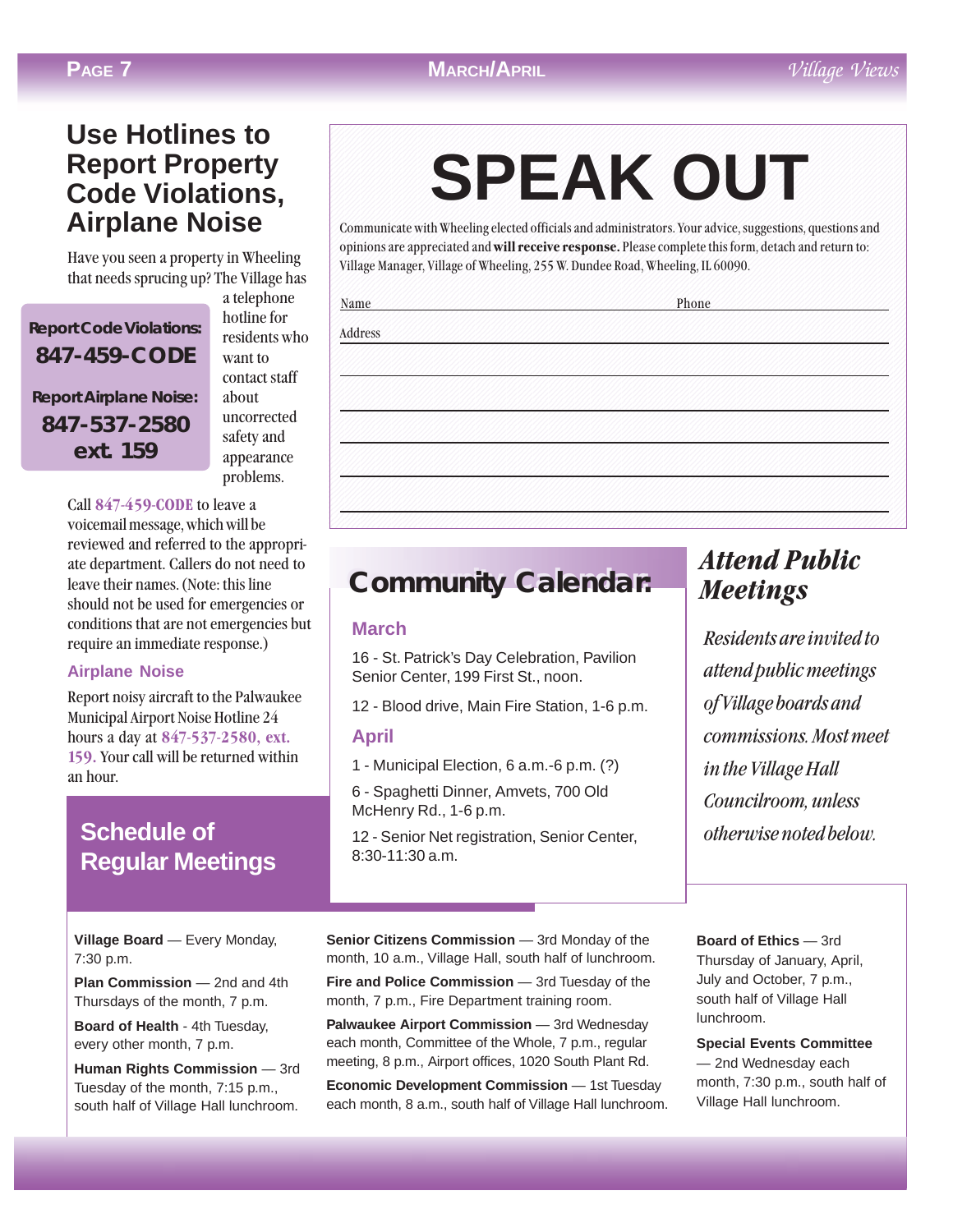# Use Hotlines to Report Property Code Violations, Airplane Noise

Have you seen a property in Wheeling that needs sprucing up? The Village has a telephone hotline for residents who want to contact staff about uncorrected safety and appearance problems.

**Report Code Violations:**
**847-459-CODE**

**Report Airplane Noise:**
**847-537-2580 ext. 159**

Call **847-459-CODE** to leave a voicemail message, which will be reviewed and referred to the appropriate department. Callers do not need to leave their names. (Note: this line should not be used for emergencies or conditions that are not emergencies but require an immediate response.)

### Airplane Noise

Report noisy aircraft to the Palwaukee Municipal Airport Noise Hotline 24 hours a day at **847-537-2580, ext. 159.** Your call will be returned within an hour.

# SPEAK OUT

Communicate with Wheeling elected officials and administrators. Your advice, suggestions, questions and opinions are appreciated and **will receive response.** Please complete this form, detach and return to: Village Manager, Village of Wheeling, 255 W. Dundee Road, Wheeling, IL 60090.

Name ______________________ Phone ______________________

Address ______________________

______________________

______________________

______________________

______________________

______________________

## Community Calendar

### March

16 - St. Patrick's Day Celebration, Pavilion Senior Center, 199 First St., noon.

12 - Blood drive, Main Fire Station, 1-6 p.m.

### April

1 - Municipal Election, 6 a.m.-6 p.m. (?)

6 - Spaghetti Dinner, Amvets, 700 Old McHenry Rd., 1-6 p.m.

12 - Senior Net registration, Senior Center, 8:30-11:30 a.m.

## Schedule of Regular Meetings

## *Attend Public Meetings*

*Residents are invited to attend public meetings of Village boards and commissions. Most meet in the Village Hall Councilroom, unless otherwise noted below.*

**Village Board** — Every Monday, 7:30 p.m.

**Plan Commission** — 2nd and 4th Thursdays of the month, 7 p.m.

**Board of Health** - 4th Tuesday, every other month, 7 p.m.

**Human Rights Commission** — 3rd Tuesday of the month, 7:15 p.m., south half of Village Hall lunchroom.

**Senior Citizens Commission** — 3rd Monday of the month, 10 a.m., Village Hall, south half of lunchroom.

**Fire and Police Commission** — 3rd Tuesday of the month, 7 p.m., Fire Department training room.

**Palwaukee Airport Commission** — 3rd Wednesday each month, Committee of the Whole, 7 p.m., regular meeting, 8 p.m., Airport offices, 1020 South Plant Rd.

**Economic Development Commission** — 1st Tuesday each month, 8 a.m., south half of Village Hall lunchroom.

**Board of Ethics** — 3rd Thursday of January, April, July and October, 7 p.m., south half of Village Hall lunchroom.

**Special Events Committee** — 2nd Wednesday each month, 7:30 p.m., south half of Village Hall lunchroom.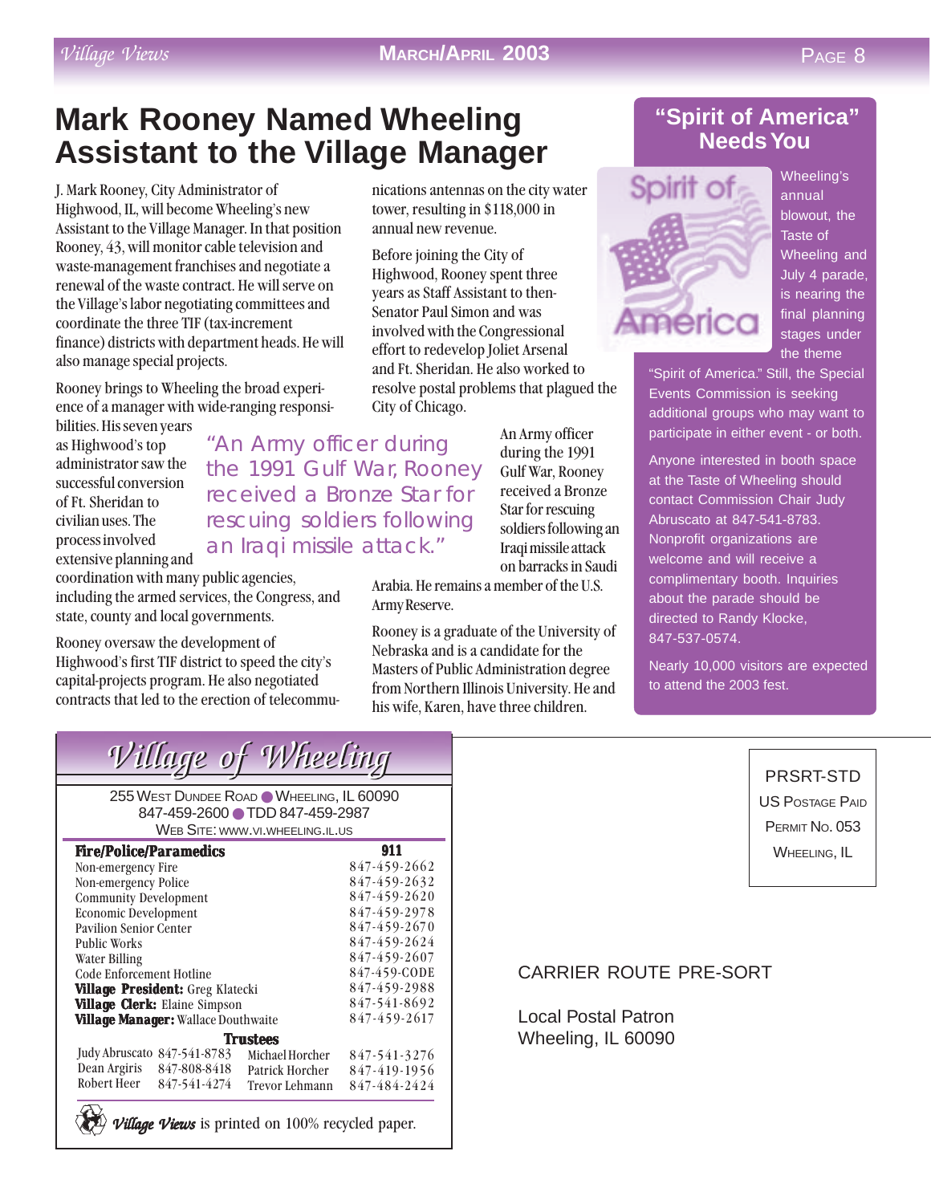# Mark Rooney Named Wheeling Assistant to the Village Manager

J. Mark Rooney, City Administrator of Highwood, IL, will become Wheeling's new Assistant to the Village Manager. In that position Rooney, 43, will monitor cable television and waste-management franchises and negotiate a renewal of the waste contract. He will serve on the Village's labor negotiating committees and coordinate the three TIF (tax-increment finance) districts with department heads. He will also manage special projects.

Rooney brings to Wheeling the broad experience of a manager with wide-ranging responsibilities. His seven years as Highwood's top administrator saw the successful conversion of Ft. Sheridan to civilian uses. The process involved extensive planning and coordination with many public agencies, including the armed services, the Congress, and state, county and local governments.

Rooney oversaw the development of Highwood's first TIF district to speed the city's capital-projects program. He also negotiated contracts that led to the erection of telecommunications antennas on the city water tower, resulting in $118,000 in annual new revenue.

Before joining the City of Highwood, Rooney spent three years as Staff Assistant to then-Senator Paul Simon and was involved with the Congressional effort to redevelop Joliet Arsenal and Ft. Sheridan. He also worked to resolve postal problems that plagued the City of Chicago.

*"An Army officer during the 1991 Gulf War, Rooney received a Bronze Star for rescuing soldiers following an Iraqi missile attack."*

An Army officer during the 1991 Gulf War, Rooney received a Bronze Star for rescuing soldiers following an Iraqi missile attack on barracks in Saudi Arabia. He remains a member of the U.S. Army Reserve.

Rooney is a graduate of the University of Nebraska and is a candidate for the Masters of Public Administration degree from Northern Illinois University. He and his wife, Karen, have three children.

## "Spirit of America" Needs You

Wheeling's annual blowout, the Taste of Wheeling and July 4 parade, is nearing the final planning stages under the theme "Spirit of America." Still, the Special Events Commission is seeking additional groups who may want to participate in either event - or both.

Anyone interested in booth space at the Taste of Wheeling should contact Commission Chair Judy Abruscato at 847-541-8783. Nonprofit organizations are welcome and will receive a complimentary booth. Inquiries about the parade should be directed to Randy Klocke, 847-537-0574.

Nearly 10,000 visitors are expected to attend the 2003 fest.

## *Village of Wheeling*

255 West Dundee Road ● Wheeling, IL 60090
847-459-2600 ● TDD 847-459-2987
Web Site: www.vi.wheeling.il.us

| | |
|---|---|
| **Fire/Police/Paramedics** | **911** |
| Non-emergency Fire | 847-459-2662 |
| Non-emergency Police | 847-459-2632 |
| Community Development | 847-459-2620 |
| Economic Development | 847-459-2978 |
| Pavilion Senior Center | 847-459-2670 |
| Public Works | 847-459-2624 |
| Water Billing | 847-459-2607 |
| Code Enforcement Hotline | 847-459-CODE |
| **Village President:** Greg Klatecki | 847-459-2988 |
| **Village Clerk:** Elaine Simpson | 847-541-8692 |
| **Village Manager:** Wallace Douthwaite | 847-459-2617 |

**Trustees**

| | | | |
|---|---|---|---|
| Judy Abruscato | 847-541-8783 | Michael Horcher | 847-541-3276 |
| Dean Argiris | 847-808-8418 | Patrick Horcher | 847-419-1956 |
| Robert Heer | 847-541-4274 | Trevor Lehmann | 847-484-2424 |

*Village Views* is printed on 100% recycled paper.

PRSRT-STD
US Postage Paid
Permit No. 053
Wheeling, IL

CARRIER ROUTE PRE-SORT

Local Postal Patron
Wheeling, IL 60090